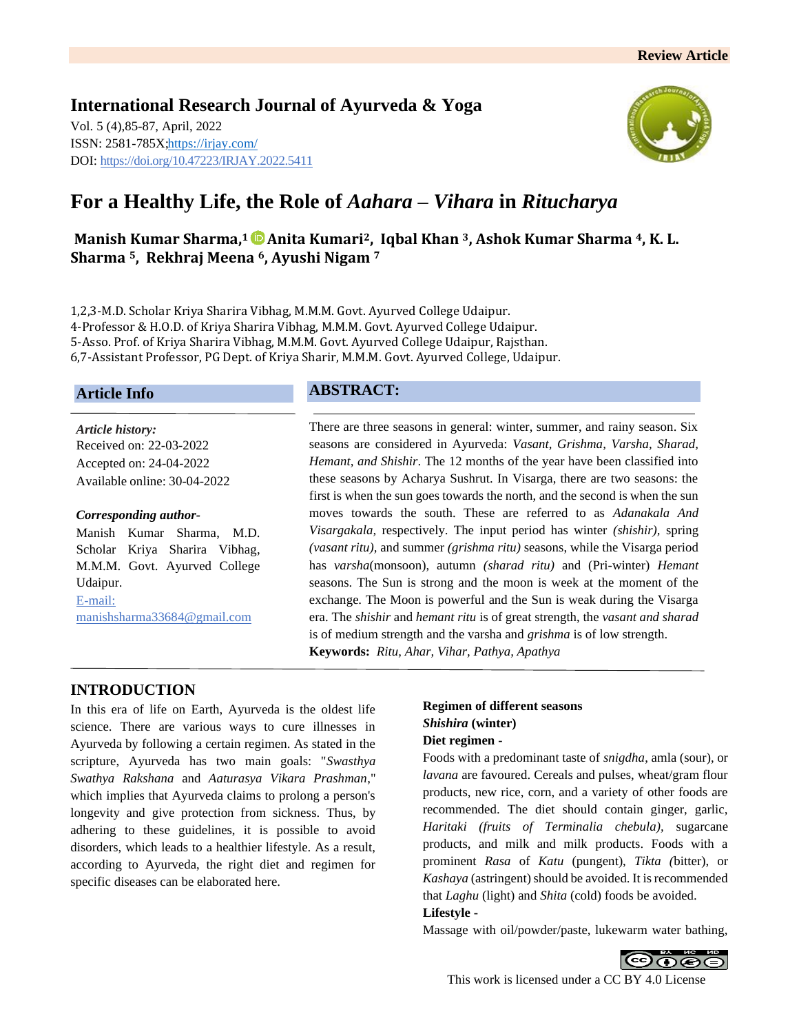Review Article

**International Research Journal of Ayurveda & Yoga**

Vol. 5 (4),85-87, April, 2022
ISSN: 2581-785X;https://irjay.com/
DOI: https://doi.org/10.47223/IRJAY.2022.5411

# For a Healthy Life, the Role of *Aahara – Vihara* in *Ritucharya*

**Manish Kumar Sharma,[1] Anita Kumari[2], Iqbal Khan [3], Ashok Kumar Sharma [4], K. L. Sharma [5], Rekhraj Meena [6], Ayushi Nigam [7]**

1,2,3-M.D. Scholar Kriya Sharira Vibhag, M.M.M. Govt. Ayurved College Udaipur.
4-Professor & H.O.D. of Kriya Sharira Vibhag, M.M.M. Govt. Ayurved College Udaipur.
5-Asso. Prof. of Kriya Sharira Vibhag, M.M.M. Govt. Ayurved College Udaipur, Rajsthan.
6,7-Assistant Professor, PG Dept. of Kriya Sharir, M.M.M. Govt. Ayurved College, Udaipur.

## Article Info

***Article history:***
Received on: 22-03-2022
Accepted on: 24-04-2022
Available online: 30-04-2022

***Corresponding author-***
Manish Kumar Sharma, M.D. Scholar Kriya Sharira Vibhag, M.M.M. Govt. Ayurved College Udaipur.
E-mail: manishsharma33684@gmail.com

## ABSTRACT:

There are three seasons in general: winter, summer, and rainy season. Six seasons are considered in Ayurveda: *Vasant, Grishma, Varsha, Sharad, Hemant, and Shishir*. The 12 months of the year have been classified into these seasons by Acharya Sushrut. In Visarga, there are two seasons: the first is when the sun goes towards the north, and the second is when the sun moves towards the south. These are referred to as *Adanakala And Visargakala*, respectively. The input period has winter *(shishir),* spring *(vasant ritu)*, and summer *(grishma ritu)* seasons, while the Visarga period has *varsha*(monsoon), autumn *(sharad ritu)* and (Pri-winter) *Hemant* seasons. The Sun is strong and the moon is week at the moment of the exchange. The Moon is powerful and the Sun is weak during the Visarga era. The *shishir* and *hemant ritu* is of great strength, the *vasant and sharad* is of medium strength and the varsha and *grishma* is of low strength.

**Keywords:** *Ritu, Ahar, Vihar, Pathya, Apathya*

## INTRODUCTION

In this era of life on Earth, Ayurveda is the oldest life science. There are various ways to cure illnesses in Ayurveda by following a certain regimen. As stated in the scripture, Ayurveda has two main goals: "*Swasthya Swathya Rakshana* and *Aaturasya Vikara Prashman*," which implies that Ayurveda claims to prolong a person's longevity and give protection from sickness. Thus, by adhering to these guidelines, it is possible to avoid disorders, which leads to a healthier lifestyle. As a result, according to Ayurveda, the right diet and regimen for specific diseases can be elaborated here.

**Regimen of different seasons**

***Shishira* (winter)**

**Diet regimen -**

Foods with a predominant taste of *snigdha*, amla (sour), or *lavana* are favoured. Cereals and pulses, wheat/gram flour products, new rice, corn, and a variety of other foods are recommended. The diet should contain ginger, garlic, *Haritaki (fruits of Terminalia chebula)*, sugarcane products, and milk and milk products. Foods with a prominent *Rasa* of *Katu* (pungent), *Tikta (*bitter), or *Kashaya* (astringent) should be avoided. It is recommended that *Laghu* (light) and *Shita* (cold) foods be avoided.

**Lifestyle -**

Massage with oil/powder/paste, lukewarm water bathing,

This work is licensed under a CC BY 4.0 License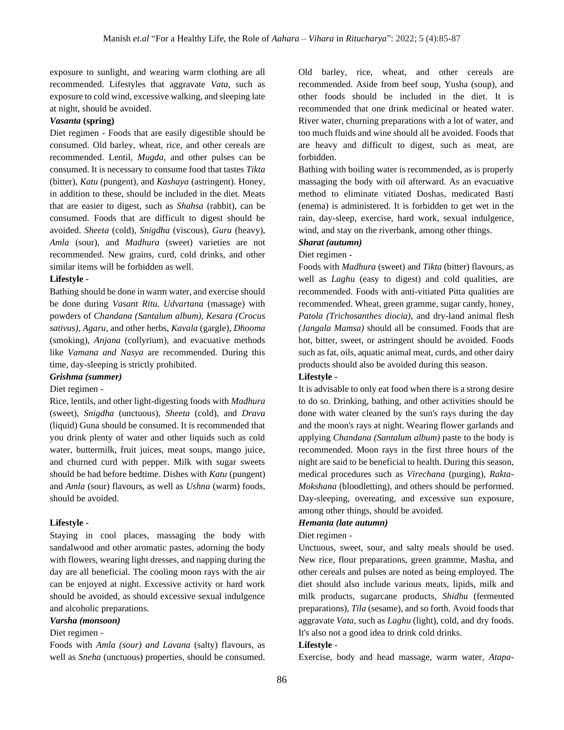exposure to sunlight, and wearing warm clothing are all recommended. Lifestyles that aggravate *Vata,* such as exposure to cold wind, excessive walking, and sleeping late at night, should be avoided.

***Vasanta* (spring)**

Diet regimen - Foods that are easily digestible should be consumed. Old barley, wheat, rice, and other cereals are recommended. Lentil, *Mugda,* and other pulses can be consumed. It is necessary to consume food that tastes *Tikta* (bitter), *Katu* (pungent), and *Kashaya* (astringent). Honey, in addition to these, should be included in the diet. Meats that are easier to digest, such as *Shahsa* (rabbit), can be consumed. Foods that are difficult to digest should be avoided. *Sheeta* (cold), *Snigdha* (viscous), *Guru* (heavy), *Amla* (sour), and *Madhura* (sweet) varieties are not recommended. New grains, curd, cold drinks, and other similar items will be forbidden as well.

**Lifestyle -**

Bathing should be done in warm water, and exercise should be done during *Vasant Ritu. Udvartana* (massage) with powders of *Chandana (Santalum album), Kesara (Crocus sativus), Agaru*, and other herbs, *Kavala* (gargle), *Dhooma* (smoking), *Anjana* (collyrium), and evacuative methods like *Vamana and Nasya* are recommended. During this time, day-sleeping is strictly prohibited.

***Grishma (summer)***

Diet regimen -

Rice, lentils, and other light-digesting foods with *Madhura* (sweet), *Snigdha* (unctuous), *Sheeta* (cold), and *Drava* (liquid) Guna should be consumed. It is recommended that you drink plenty of water and other liquids such as cold water, buttermilk, fruit juices, meat soups, mango juice, and churned curd with pepper. Milk with sugar sweets should be had before bedtime. Dishes with *Katu* (pungent) and *Amla* (sour) flavours, as well as *Ushna* (warm) foods, should be avoided.

**Lifestyle -**

Staying in cool places, massaging the body with sandalwood and other aromatic pastes, adorning the body with flowers, wearing light dresses, and napping during the day are all beneficial. The cooling moon rays with the air can be enjoyed at night. Excessive activity or hard work should be avoided, as should excessive sexual indulgence and alcoholic preparations.

***Varsha (monsoon)***

Diet regimen -

Foods with *Amla (sour) and Lavana* (salty) flavours, as well as *Sneha* (unctuous) properties, should be consumed. Old barley, rice, wheat, and other cereals are recommended. Aside from beef soup, Yusha (soup), and other foods should be included in the diet. It is recommended that one drink medicinal or heated water. River water, churning preparations with a lot of water, and too much fluids and wine should all be avoided. Foods that are heavy and difficult to digest, such as meat, are forbidden.

Bathing with boiling water is recommended, as is properly massaging the body with oil afterward. As an evacuative method to eliminate vitiated Doshas, medicated Basti (enema) is administered. It is forbidden to get wet in the rain, day-sleep, exercise, hard work, sexual indulgence, wind, and stay on the riverbank, among other things.

***Sharat (autumn)***

Diet regimen -

Foods with *Madhura* (sweet) and *Tikta* (bitter) flavours, as well as *Laghu* (easy to digest) and cold qualities, are recommended. Foods with anti-vitiated Pitta qualities are recommended. Wheat, green gramme, sugar candy, honey, *Patola (Trichosanthes diocia),* and dry-land animal flesh *(Jangala Mamsa)* should all be consumed. Foods that are hot, bitter, sweet, or astringent should be avoided. Foods such as fat, oils, aquatic animal meat, curds, and other dairy products should also be avoided during this season.

**Lifestyle -**

It is advisable to only eat food when there is a strong desire to do so. Drinking, bathing, and other activities should be done with water cleaned by the sun's rays during the day and the moon's rays at night. Wearing flower garlands and applying *Chandana (Santalum album)* paste to the body is recommended. Moon rays in the first three hours of the night are said to be beneficial to health. During this season, medical procedures such as *Virechana* (purging), *Rakta-Mokshana* (bloodletting), and others should be performed. Day-sleeping, overeating, and excessive sun exposure, among other things, should be avoided.

***Hemanta (late autumn)***

Diet regimen -

Unctuous, sweet, sour, and salty meals should be used. New rice, flour preparations, green gramme, Masha, and other cereals and pulses are noted as being employed. The diet should also include various meats, lipids, milk and milk products, sugarcane products, *Shidhu* (fermented preparations), *Tila* (sesame), and so forth. Avoid foods that aggravate *Vata*, such as *Laghu* (light), cold, and dry foods. It's also not a good idea to drink cold drinks.

**Lifestyle -**

Exercise, body and head massage, warm water, *Atapa-*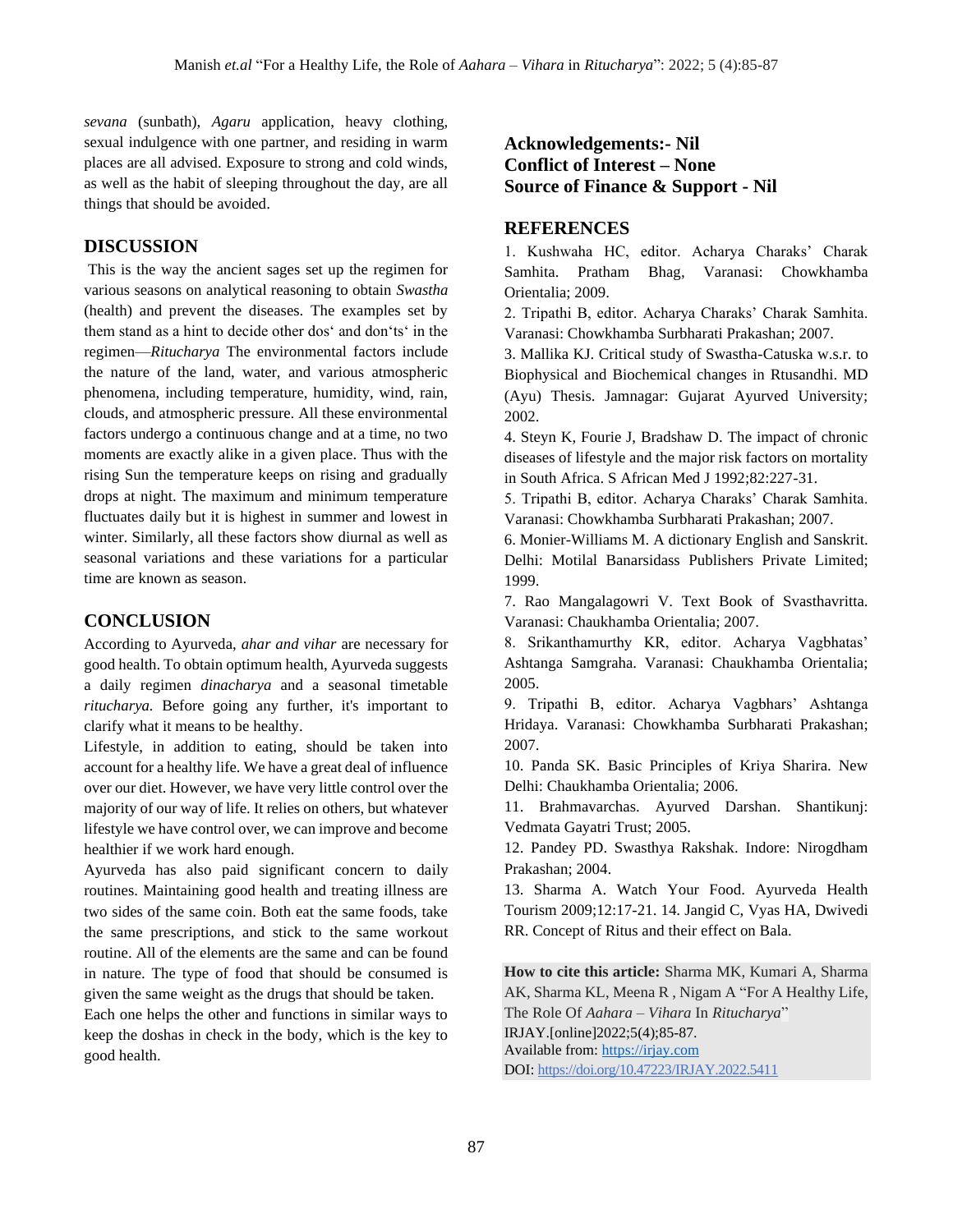*sevana* (sunbath), *Agaru* application, heavy clothing, sexual indulgence with one partner, and residing in warm places are all advised. Exposure to strong and cold winds, as well as the habit of sleeping throughout the day, are all things that should be avoided.

## DISCUSSION

This is the way the ancient sages set up the regimen for various seasons on analytical reasoning to obtain *Swastha* (health) and prevent the diseases. The examples set by them stand as a hint to decide other dos' and don'ts' in the regimen—*Ritucharya* The environmental factors include the nature of the land, water, and various atmospheric phenomena, including temperature, humidity, wind, rain, clouds, and atmospheric pressure. All these environmental factors undergo a continuous change and at a time, no two moments are exactly alike in a given place. Thus with the rising Sun the temperature keeps on rising and gradually drops at night. The maximum and minimum temperature fluctuates daily but it is highest in summer and lowest in winter. Similarly, all these factors show diurnal as well as seasonal variations and these variations for a particular time are known as season.

## CONCLUSION

According to Ayurveda, *ahar and vihar* are necessary for good health. To obtain optimum health, Ayurveda suggests a daily regimen *dinacharya* and a seasonal timetable *ritucharya.* Before going any further, it's important to clarify what it means to be healthy.

Lifestyle, in addition to eating, should be taken into account for a healthy life. We have a great deal of influence over our diet. However, we have very little control over the majority of our way of life. It relies on others, but whatever lifestyle we have control over, we can improve and become healthier if we work hard enough.

Ayurveda has also paid significant concern to daily routines. Maintaining good health and treating illness are two sides of the same coin. Both eat the same foods, take the same prescriptions, and stick to the same workout routine. All of the elements are the same and can be found in nature. The type of food that should be consumed is given the same weight as the drugs that should be taken.

Each one helps the other and functions in similar ways to keep the doshas in check in the body, which is the key to good health.

**Acknowledgements:- Nil**
**Conflict of Interest – None**
**Source of Finance & Support - Nil**

## REFERENCES

1. Kushwaha HC, editor. Acharya Charaks' Charak Samhita. Pratham Bhag, Varanasi: Chowkhamba Orientalia; 2009.
2. Tripathi B, editor. Acharya Charaks' Charak Samhita. Varanasi: Chowkhamba Surbharati Prakashan; 2007.
3. Mallika KJ. Critical study of Swastha-Catuska w.s.r. to Biophysical and Biochemical changes in Rtusandhi. MD (Ayu) Thesis. Jamnagar: Gujarat Ayurved University; 2002.
4. Steyn K, Fourie J, Bradshaw D. The impact of chronic diseases of lifestyle and the major risk factors on mortality in South Africa. S African Med J 1992;82:227-31.
5. Tripathi B, editor. Acharya Charaks' Charak Samhita. Varanasi: Chowkhamba Surbharati Prakashan; 2007.
6. Monier-Williams M. A dictionary English and Sanskrit. Delhi: Motilal Banarsidass Publishers Private Limited; 1999.
7. Rao Mangalagowri V. Text Book of Svasthavritta. Varanasi: Chaukhamba Orientalia; 2007.
8. Srikanthamurthy KR, editor. Acharya Vagbhatas' Ashtanga Samgraha. Varanasi: Chaukhamba Orientalia; 2005.
9. Tripathi B, editor. Acharya Vagbhars' Ashtanga Hridaya. Varanasi: Chowkhamba Surbharati Prakashan; 2007.
10. Panda SK. Basic Principles of Kriya Sharira. New Delhi: Chaukhamba Orientalia; 2006.
11. Brahmavarchas. Ayurved Darshan. Shantikunj: Vedmata Gayatri Trust; 2005.
12. Pandey PD. Swasthya Rakshak. Indore: Nirogdham Prakashan; 2004.
13. Sharma A. Watch Your Food. Ayurveda Health Tourism 2009;12:17-21. 14. Jangid C, Vyas HA, Dwivedi RR. Concept of Ritus and their effect on Bala.

**How to cite this article:** Sharma MK, Kumari A, Sharma AK, Sharma KL, Meena R , Nigam A "For A Healthy Life, The Role Of *Aahara – Vihara* In *Ritucharya*"
IRJAY.[online]2022;5(4);85-87.
Available from: https://irjay.com
DOI: https://doi.org/10.47223/IRJAY.2022.5411